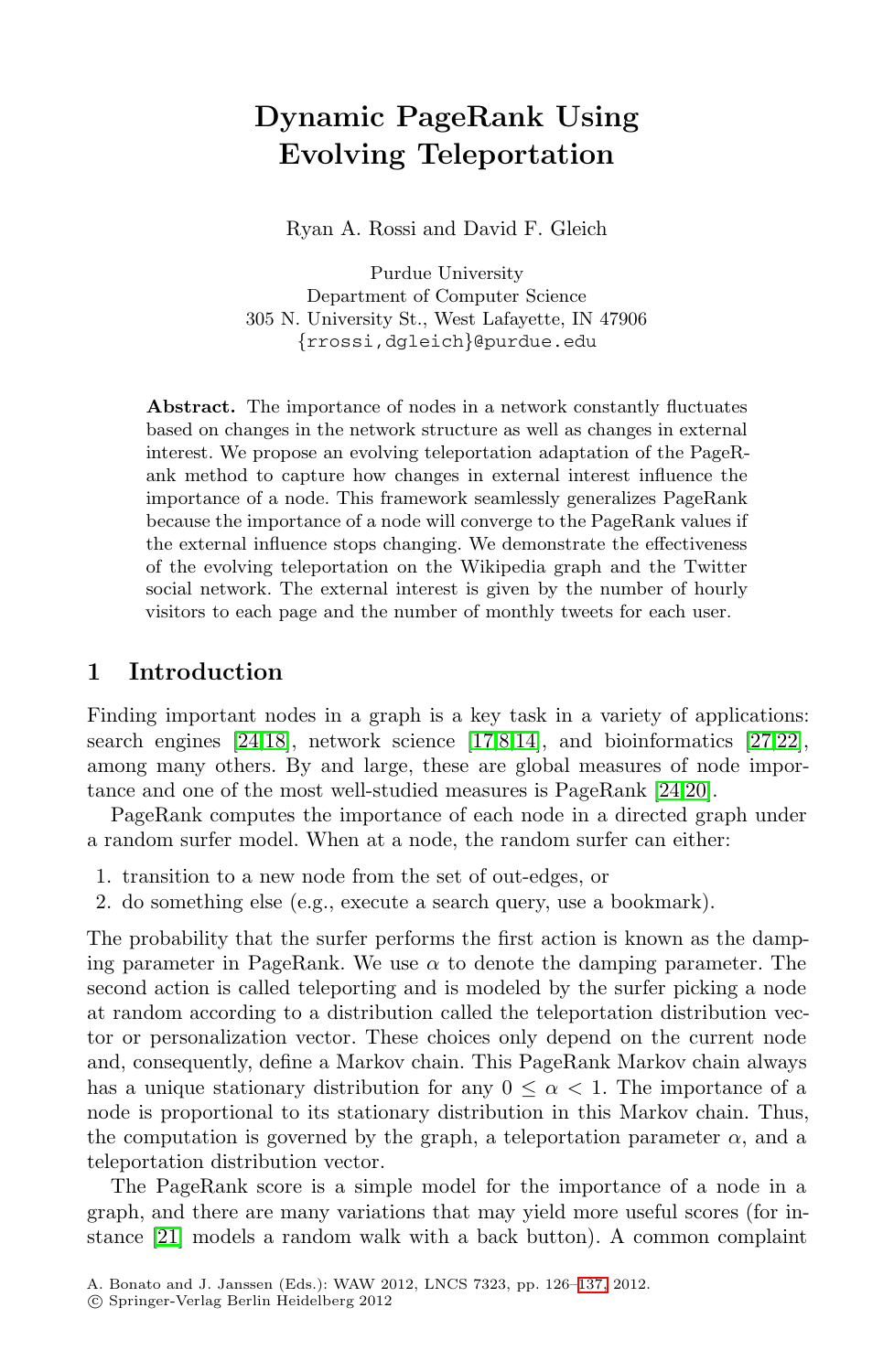# Dynamic PageRank Using Evolving Teleportation

Ryan A. Rossi and David F. Gleich

Purdue University
Department of Computer Science
305 N. University St., West Lafayette, IN 47906
{rrossi,dgleich}@purdue.edu

**Abstract.** The importance of nodes in a network constantly fluctuates based on changes in the network structure as well as changes in external interest. We propose an evolving teleportation adaptation of the PageRank method to capture how changes in external interest influence the importance of a node. This framework seamlessly generalizes PageRank because the importance of a node will converge to the PageRank values if the external influence stops changing. We demonstrate the effectiveness of the evolving teleportation on the Wikipedia graph and the Twitter social network. The external interest is given by the number of hourly visitors to each page and the number of monthly tweets for each user.

## 1 Introduction

Finding important nodes in a graph is a key task in a variety of applications: search engines [24,18], network science [17,8,14], and bioinformatics [27,22], among many others. By and large, these are global measures of node importance and one of the most well-studied measures is PageRank [24,20].

PageRank computes the importance of each node in a directed graph under a random surfer model. When at a node, the random surfer can either:

1. transition to a new node from the set of out-edges, or
2. do something else (e.g., execute a search query, use a bookmark).

The probability that the surfer performs the first action is known as the damping parameter in PageRank. We use $\alpha$ to denote the damping parameter. The second action is called teleporting and is modeled by the surfer picking a node at random according to a distribution called the teleportation distribution vector or personalization vector. These choices only depend on the current node and, consequently, define a Markov chain. This PageRank Markov chain always has a unique stationary distribution for any $0 \leq \alpha < 1$. The importance of a node is proportional to its stationary distribution in this Markov chain. Thus, the computation is governed by the graph, a teleportation parameter $\alpha$, and a teleportation distribution vector.

The PageRank score is a simple model for the importance of a node in a graph, and there are many variations that may yield more useful scores (for instance [21] models a random walk with a back button). A common complaint

A. Bonato and J. Janssen (Eds.): WAW 2012, LNCS 7323, pp. 126–137, 2012.
© Springer-Verlag Berlin Heidelberg 2012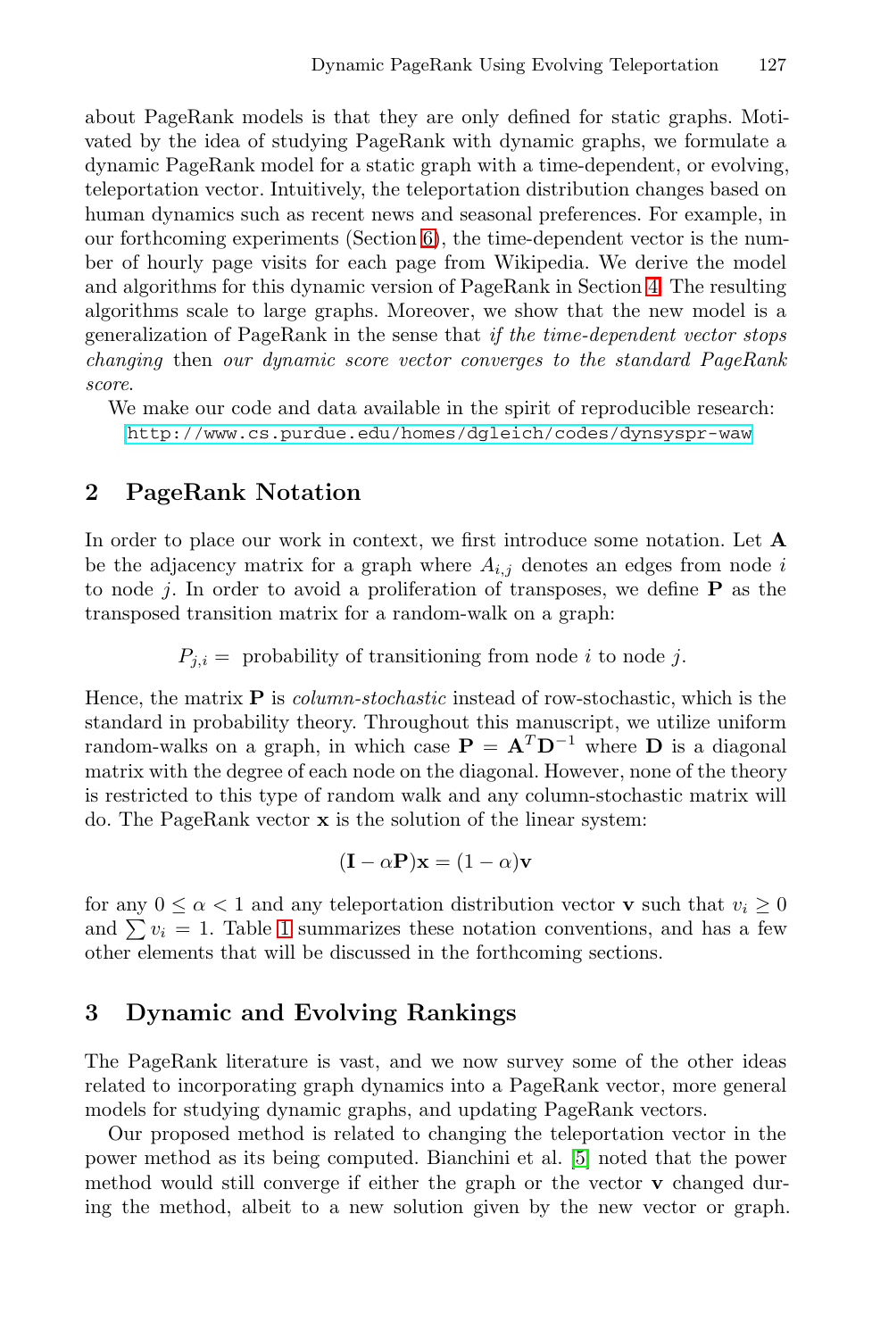about PageRank models is that they are only defined for static graphs. Motivated by the idea of studying PageRank with dynamic graphs, we formulate a dynamic PageRank model for a static graph with a time-dependent, or evolving, teleportation vector. Intuitively, the teleportation distribution changes based on human dynamics such as recent news and seasonal preferences. For example, in our forthcoming experiments (Section 6), the time-dependent vector is the number of hourly page visits for each page from Wikipedia. We derive the model and algorithms for this dynamic version of PageRank in Section 4. The resulting algorithms scale to large graphs. Moreover, we show that the new model is a generalization of PageRank in the sense that *if the time-dependent vector stops changing* then *our dynamic score vector converges to the standard PageRank score*.

We make our code and data available in the spirit of reproducible research: http://www.cs.purdue.edu/homes/dgleich/codes/dynsyspr-waw

## 2 PageRank Notation

In order to place our work in context, we first introduce some notation. Let $\mathbf{A}$ be the adjacency matrix for a graph where $A_{i,j}$ denotes an edges from node $i$ to node $j$. In order to avoid a proliferation of transposes, we define $\mathbf{P}$ as the transposed transition matrix for a random-walk on a graph:

$$P_{j,i} = \text{ probability of transitioning from node } i \text{ to node } j.$$

Hence, the matrix $\mathbf{P}$ is *column-stochastic* instead of row-stochastic, which is the standard in probability theory. Throughout this manuscript, we utilize uniform random-walks on a graph, in which case $\mathbf{P} = \mathbf{A}^T\mathbf{D}^{-1}$ where $\mathbf{D}$ is a diagonal matrix with the degree of each node on the diagonal. However, none of the theory is restricted to this type of random walk and any column-stochastic matrix will do. The PageRank vector $\mathbf{x}$ is the solution of the linear system:

$$(\mathbf{I} - \alpha\mathbf{P})\mathbf{x} = (1 - \alpha)\mathbf{v}$$

for any $0 \leq \alpha < 1$ and any teleportation distribution vector $\mathbf{v}$ such that $v_i \geq 0$ and $\sum v_i = 1$. Table 1 summarizes these notation conventions, and has a few other elements that will be discussed in the forthcoming sections.

## 3 Dynamic and Evolving Rankings

The PageRank literature is vast, and we now survey some of the other ideas related to incorporating graph dynamics into a PageRank vector, more general models for studying dynamic graphs, and updating PageRank vectors.

Our proposed method is related to changing the teleportation vector in the power method as its being computed. Bianchini et al. [5] noted that the power method would still converge if either the graph or the vector $\mathbf{v}$ changed during the method, albeit to a new solution given by the new vector or graph.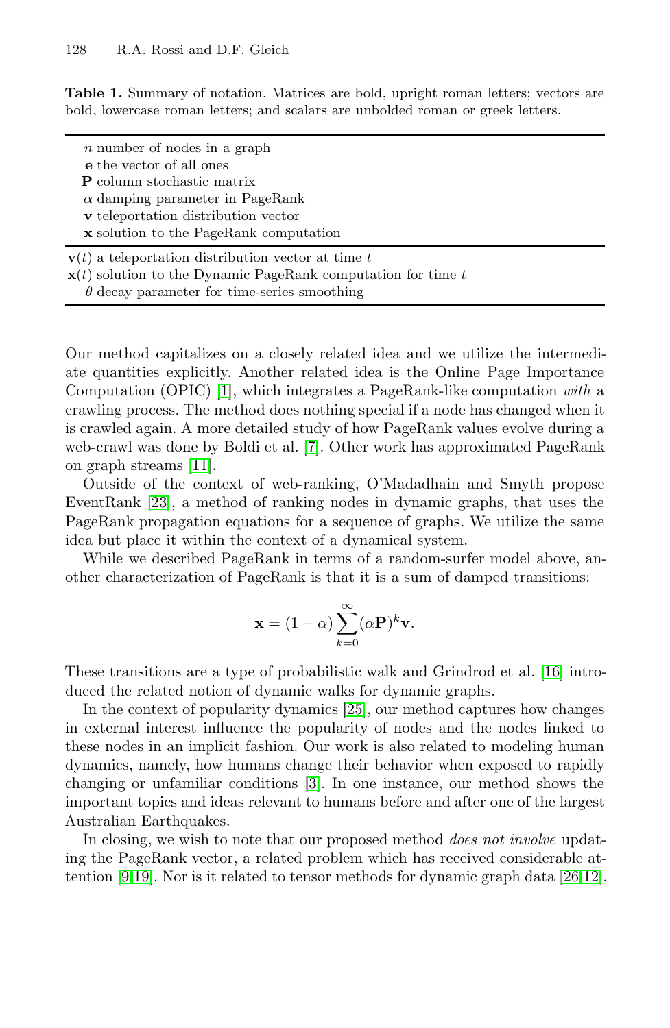**Table 1.** Summary of notation. Matrices are bold, upright roman letters; vectors are bold, lowercase roman letters; and scalars are unbolded roman or greek letters.

| Symbol | Description |
|---|---|
| $n$ | number of nodes in a graph |
| $\mathbf{e}$ | the vector of all ones |
| $\mathbf{P}$ | column stochastic matrix |
| $\alpha$ | damping parameter in PageRank |
| $\mathbf{v}$ | teleportation distribution vector |
| $\mathbf{x}$ | solution to the PageRank computation |
| $\mathbf{v}(t)$ | a teleportation distribution vector at time $t$ |
| $\mathbf{x}(t)$ | solution to the Dynamic PageRank computation for time $t$ |
| $\theta$ | decay parameter for time-series smoothing |

Our method capitalizes on a closely related idea and we utilize the intermediate quantities explicitly. Another related idea is the Online Page Importance Computation (OPIC) [1], which integrates a PageRank-like computation *with* a crawling process. The method does nothing special if a node has changed when it is crawled again. A more detailed study of how PageRank values evolve during a web-crawl was done by Boldi et al. [7]. Other work has approximated PageRank on graph streams [11].

Outside of the context of web-ranking, O'Madadhain and Smyth propose EventRank [23], a method of ranking nodes in dynamic graphs, that uses the PageRank propagation equations for a sequence of graphs. We utilize the same idea but place it within the context of a dynamical system.

While we described PageRank in terms of a random-surfer model above, another characterization of PageRank is that it is a sum of damped transitions:

$$\mathbf{x} = (1 - \alpha) \sum_{k=0}^{\infty} (\alpha \mathbf{P})^k \mathbf{v}.$$

These transitions are a type of probabilistic walk and Grindrod et al. [16] introduced the related notion of dynamic walks for dynamic graphs.

In the context of popularity dynamics [25], our method captures how changes in external interest influence the popularity of nodes and the nodes linked to these nodes in an implicit fashion. Our work is also related to modeling human dynamics, namely, how humans change their behavior when exposed to rapidly changing or unfamiliar conditions [3]. In one instance, our method shows the important topics and ideas relevant to humans before and after one of the largest Australian Earthquakes.

In closing, we wish to note that our proposed method *does not involve* updating the PageRank vector, a related problem which has received considerable attention [9,19]. Nor is it related to tensor methods for dynamic graph data [26,12].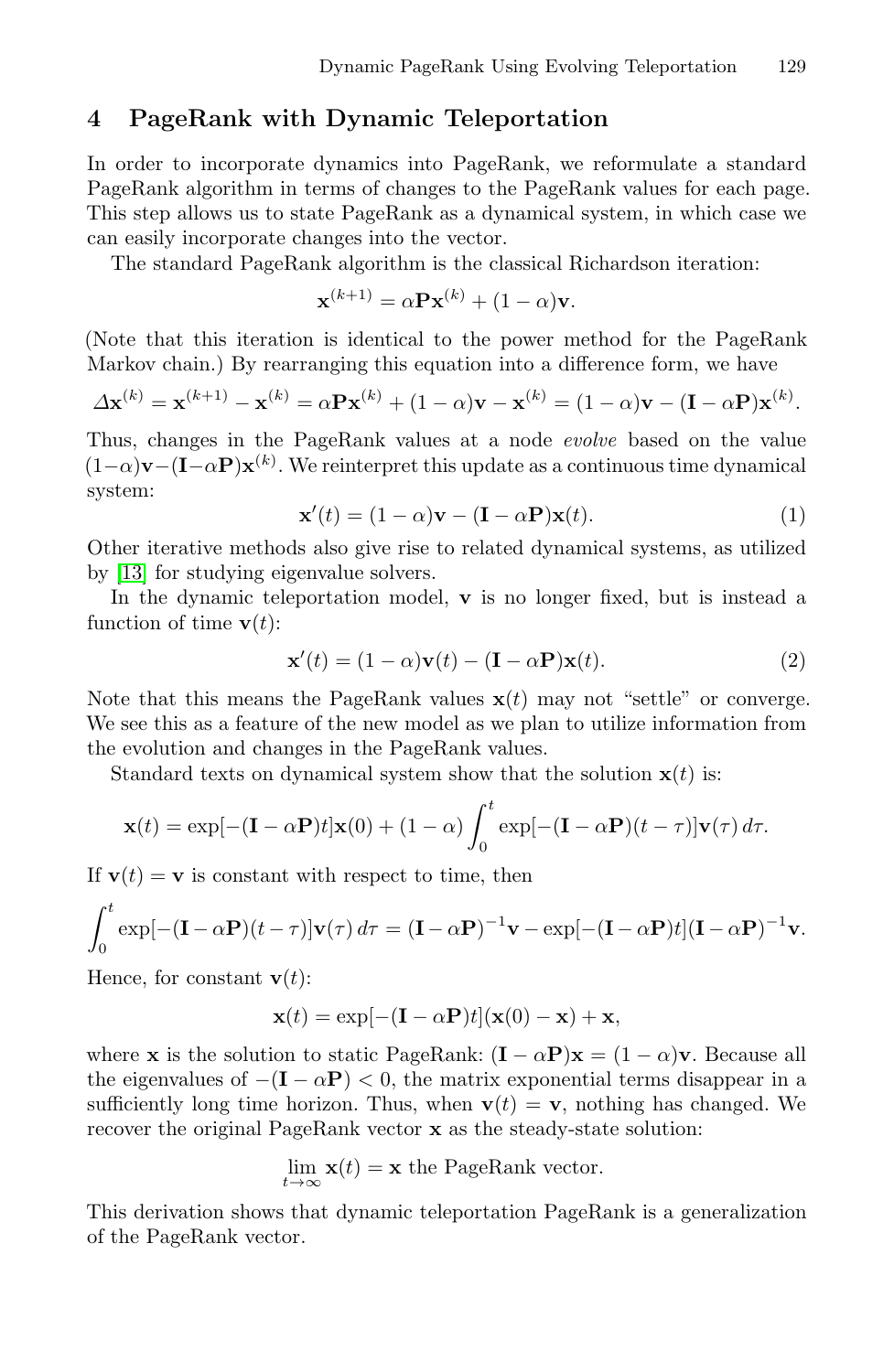## 4 PageRank with Dynamic Teleportation

In order to incorporate dynamics into PageRank, we reformulate a standard PageRank algorithm in terms of changes to the PageRank values for each page. This step allows us to state PageRank as a dynamical system, in which case we can easily incorporate changes into the vector.

The standard PageRank algorithm is the classical Richardson iteration:

$$\mathbf{x}^{(k+1)} = \alpha \mathbf{P}\mathbf{x}^{(k)} + (1-\alpha)\mathbf{v}.$$

(Note that this iteration is identical to the power method for the PageRank Markov chain.) By rearranging this equation into a difference form, we have

$$\Delta \mathbf{x}^{(k)} = \mathbf{x}^{(k+1)} - \mathbf{x}^{(k)} = \alpha \mathbf{P}\mathbf{x}^{(k)} + (1-\alpha)\mathbf{v} - \mathbf{x}^{(k)} = (1-\alpha)\mathbf{v} - (\mathbf{I} - \alpha\mathbf{P})\mathbf{x}^{(k)}.$$

Thus, changes in the PageRank values at a node *evolve* based on the value $(1-\alpha)\mathbf{v} - (\mathbf{I} - \alpha\mathbf{P})\mathbf{x}^{(k)}$. We reinterpret this update as a continuous time dynamical system:

$$\mathbf{x}'(t) = (1-\alpha)\mathbf{v} - (\mathbf{I} - \alpha\mathbf{P})\mathbf{x}(t). \tag{1}$$

Other iterative methods also give rise to related dynamical systems, as utilized by [13] for studying eigenvalue solvers.

In the dynamic teleportation model, $\mathbf{v}$ is no longer fixed, but is instead a function of time $\mathbf{v}(t)$:

$$\mathbf{x}'(t) = (1-\alpha)\mathbf{v}(t) - (\mathbf{I} - \alpha\mathbf{P})\mathbf{x}(t). \tag{2}$$

Note that this means the PageRank values $\mathbf{x}(t)$ may not "settle" or converge. We see this as a feature of the new model as we plan to utilize information from the evolution and changes in the PageRank values.

Standard texts on dynamical system show that the solution $\mathbf{x}(t)$ is:

$$\mathbf{x}(t) = \exp[-(\mathbf{I} - \alpha\mathbf{P})t]\mathbf{x}(0) + (1-\alpha)\int_0^t \exp[-(\mathbf{I} - \alpha\mathbf{P})(t-\tau)]\mathbf{v}(\tau)\, d\tau.$$

If $\mathbf{v}(t) = \mathbf{v}$ is constant with respect to time, then

$$\int_0^t \exp[-(\mathbf{I} - \alpha\mathbf{P})(t-\tau)]\mathbf{v}(\tau)\, d\tau = (\mathbf{I} - \alpha\mathbf{P})^{-1}\mathbf{v} - \exp[-(\mathbf{I} - \alpha\mathbf{P})t](\mathbf{I} - \alpha\mathbf{P})^{-1}\mathbf{v}.$$

Hence, for constant $\mathbf{v}(t)$:

$$\mathbf{x}(t) = \exp[-(\mathbf{I} - \alpha\mathbf{P})t](\mathbf{x}(0) - \mathbf{x}) + \mathbf{x},$$

where $\mathbf{x}$ is the solution to static PageRank: $(\mathbf{I} - \alpha\mathbf{P})\mathbf{x} = (1-\alpha)\mathbf{v}$. Because all the eigenvalues of $-(\mathbf{I} - \alpha\mathbf{P}) < 0$, the matrix exponential terms disappear in a sufficiently long time horizon. Thus, when $\mathbf{v}(t) = \mathbf{v}$, nothing has changed. We recover the original PageRank vector $\mathbf{x}$ as the steady-state solution:

$$\lim_{t\to\infty} \mathbf{x}(t) = \mathbf{x} \text{ the PageRank vector.}$$

This derivation shows that dynamic teleportation PageRank is a generalization of the PageRank vector.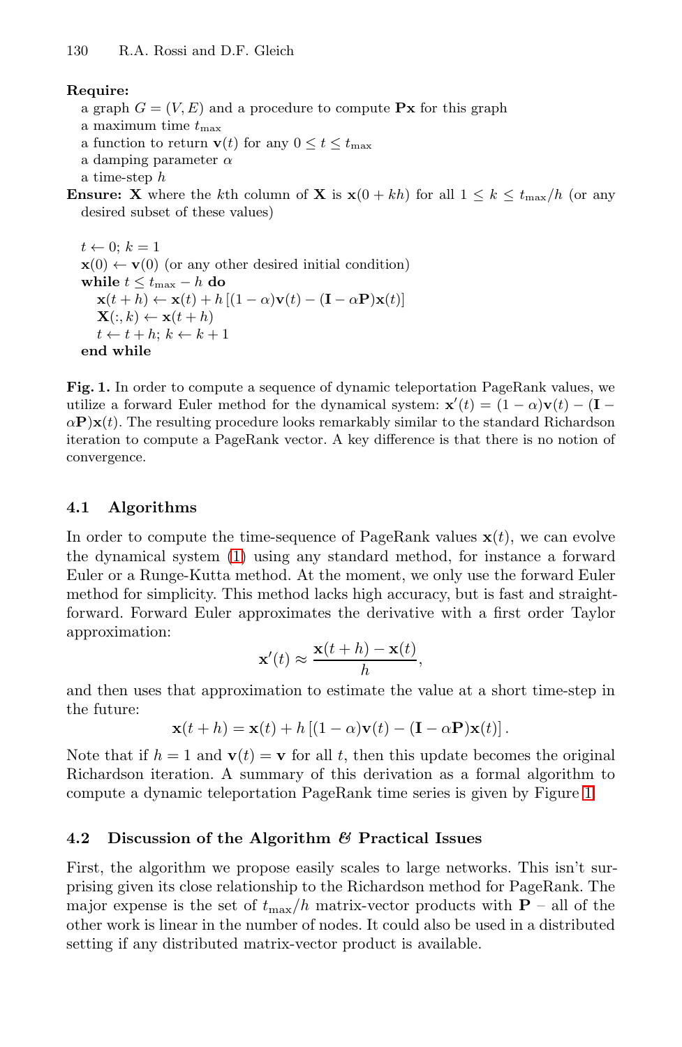**Require:**

a graph $G = (V, E)$ and a procedure to compute $\mathbf{Px}$ for this graph
a maximum time $t_{\max}$
a function to return $\mathbf{v}(t)$ for any $0 \le t \le t_{\max}$
a damping parameter $\alpha$
a time-step $h$

**Ensure:** $\mathbf{X}$ where the $k$th column of $\mathbf{X}$ is $\mathbf{x}(0 + kh)$ for all $1 \le k \le t_{\max}/h$ (or any desired subset of these values)

$t \leftarrow 0$; $k = 1$
$\mathbf{x}(0) \leftarrow \mathbf{v}(0)$ (or any other desired initial condition)
**while** $t \le t_{\max} - h$ **do**
  $\mathbf{x}(t+h) \leftarrow \mathbf{x}(t) + h\,[(1-\alpha)\mathbf{v}(t) - (\mathbf{I} - \alpha\mathbf{P})\mathbf{x}(t)]$
  $\mathbf{X}(:, k) \leftarrow \mathbf{x}(t+h)$
  $t \leftarrow t + h$; $k \leftarrow k + 1$
**end while**

**Fig. 1.** In order to compute a sequence of dynamic teleportation PageRank values, we utilize a forward Euler method for the dynamical system: $\mathbf{x}'(t) = (1-\alpha)\mathbf{v}(t) - (\mathbf{I} - \alpha\mathbf{P})\mathbf{x}(t)$. The resulting procedure looks remarkably similar to the standard Richardson iteration to compute a PageRank vector. A key difference is that there is no notion of convergence.

### 4.1 Algorithms

In order to compute the time-sequence of PageRank values $\mathbf{x}(t)$, we can evolve the dynamical system (1) using any standard method, for instance a forward Euler or a Runge-Kutta method. At the moment, we only use the forward Euler method for simplicity. This method lacks high accuracy, but is fast and straightforward. Forward Euler approximates the derivative with a first order Taylor approximation:

$$\mathbf{x}'(t) \approx \frac{\mathbf{x}(t+h) - \mathbf{x}(t)}{h},$$

and then uses that approximation to estimate the value at a short time-step in the future:

$$\mathbf{x}(t+h) = \mathbf{x}(t) + h\,[(1-\alpha)\mathbf{v}(t) - (\mathbf{I} - \alpha\mathbf{P})\mathbf{x}(t)]\,.$$

Note that if $h = 1$ and $\mathbf{v}(t) = \mathbf{v}$ for all $t$, then this update becomes the original Richardson iteration. A summary of this derivation as a formal algorithm to compute a dynamic teleportation PageRank time series is given by Figure 1.

### 4.2 Discussion of the Algorithm & Practical Issues

First, the algorithm we propose easily scales to large networks. This isn't surprising given its close relationship to the Richardson method for PageRank. The major expense is the set of $t_{\max}/h$ matrix-vector products with $\mathbf{P}$ – all of the other work is linear in the number of nodes. It could also be used in a distributed setting if any distributed matrix-vector product is available.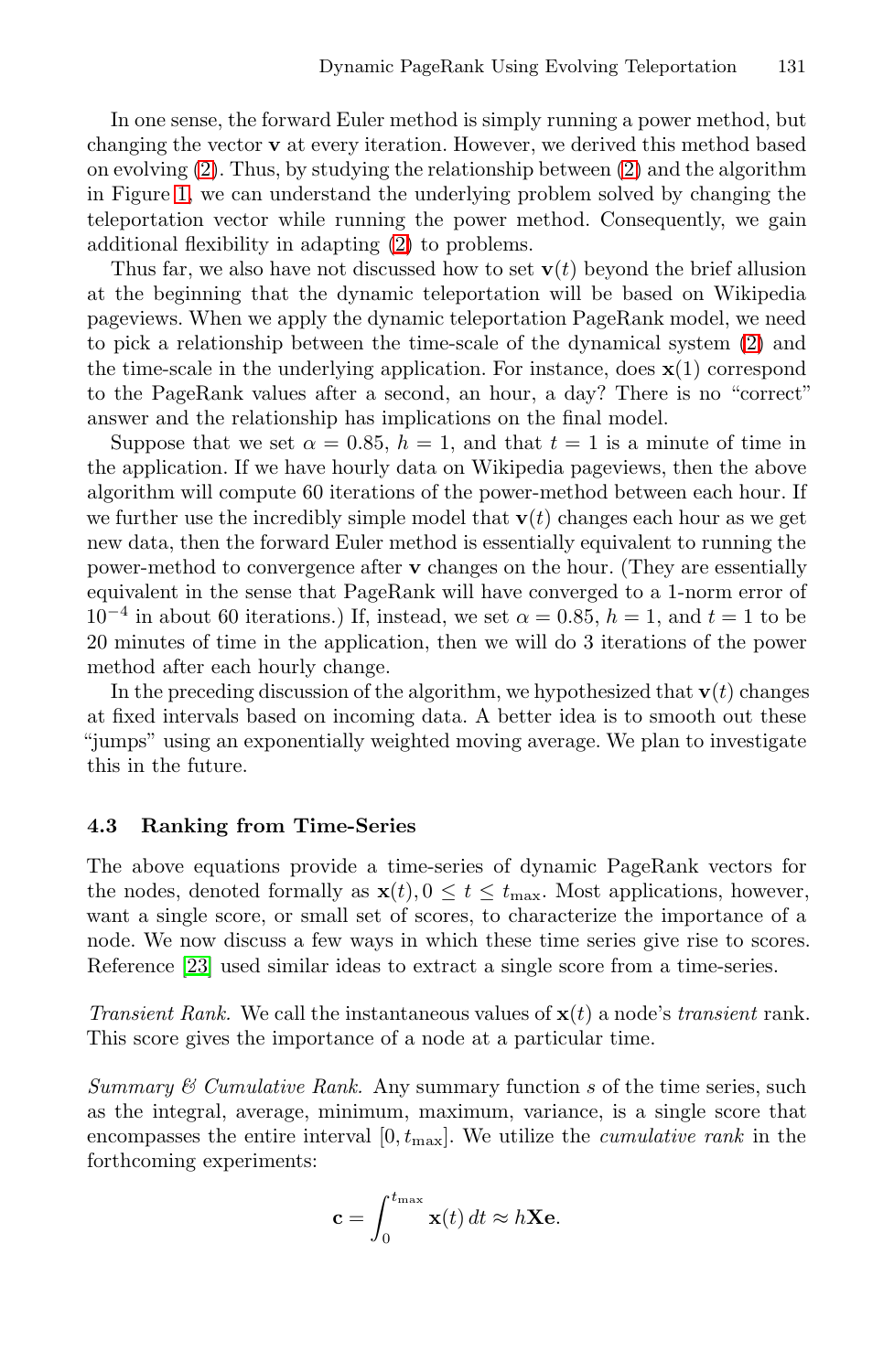In one sense, the forward Euler method is simply running a power method, but changing the vector $\mathbf{v}$ at every iteration. However, we derived this method based on evolving (2). Thus, by studying the relationship between (2) and the algorithm in Figure 1, we can understand the underlying problem solved by changing the teleportation vector while running the power method. Consequently, we gain additional flexibility in adapting (2) to problems.

Thus far, we also have not discussed how to set $\mathbf{v}(t)$ beyond the brief allusion at the beginning that the dynamic teleportation will be based on Wikipedia pageviews. When we apply the dynamic teleportation PageRank model, we need to pick a relationship between the time-scale of the dynamical system (2) and the time-scale in the underlying application. For instance, does $\mathbf{x}(1)$ correspond to the PageRank values after a second, an hour, a day? There is no "correct" answer and the relationship has implications on the final model.

Suppose that we set $\alpha = 0.85$, $h = 1$, and that $t = 1$ is a minute of time in the application. If we have hourly data on Wikipedia pageviews, then the above algorithm will compute 60 iterations of the power-method between each hour. If we further use the incredibly simple model that $\mathbf{v}(t)$ changes each hour as we get new data, then the forward Euler method is essentially equivalent to running the power-method to convergence after $\mathbf{v}$ changes on the hour. (They are essentially equivalent in the sense that PageRank will have converged to a 1-norm error of $10^{-4}$ in about 60 iterations.) If, instead, we set $\alpha = 0.85$, $h = 1$, and $t = 1$ to be 20 minutes of time in the application, then we will do 3 iterations of the power method after each hourly change.

In the preceding discussion of the algorithm, we hypothesized that $\mathbf{v}(t)$ changes at fixed intervals based on incoming data. A better idea is to smooth out these "jumps" using an exponentially weighted moving average. We plan to investigate this in the future.

### 4.3 Ranking from Time-Series

The above equations provide a time-series of dynamic PageRank vectors for the nodes, denoted formally as $\mathbf{x}(t), 0 \le t \le t_{\max}$. Most applications, however, want a single score, or small set of scores, to characterize the importance of a node. We now discuss a few ways in which these time series give rise to scores. Reference [23] used similar ideas to extract a single score from a time-series.

*Transient Rank.* We call the instantaneous values of $\mathbf{x}(t)$ a node's *transient* rank. This score gives the importance of a node at a particular time.

*Summary & Cumulative Rank.* Any summary function $s$ of the time series, such as the integral, average, minimum, maximum, variance, is a single score that encompasses the entire interval $[0, t_{\max}]$. We utilize the *cumulative rank* in the forthcoming experiments:

$$\mathbf{c} = \int_0^{t_{\max}} \mathbf{x}(t)\, dt \approx h\mathbf{X}\mathbf{e}.$$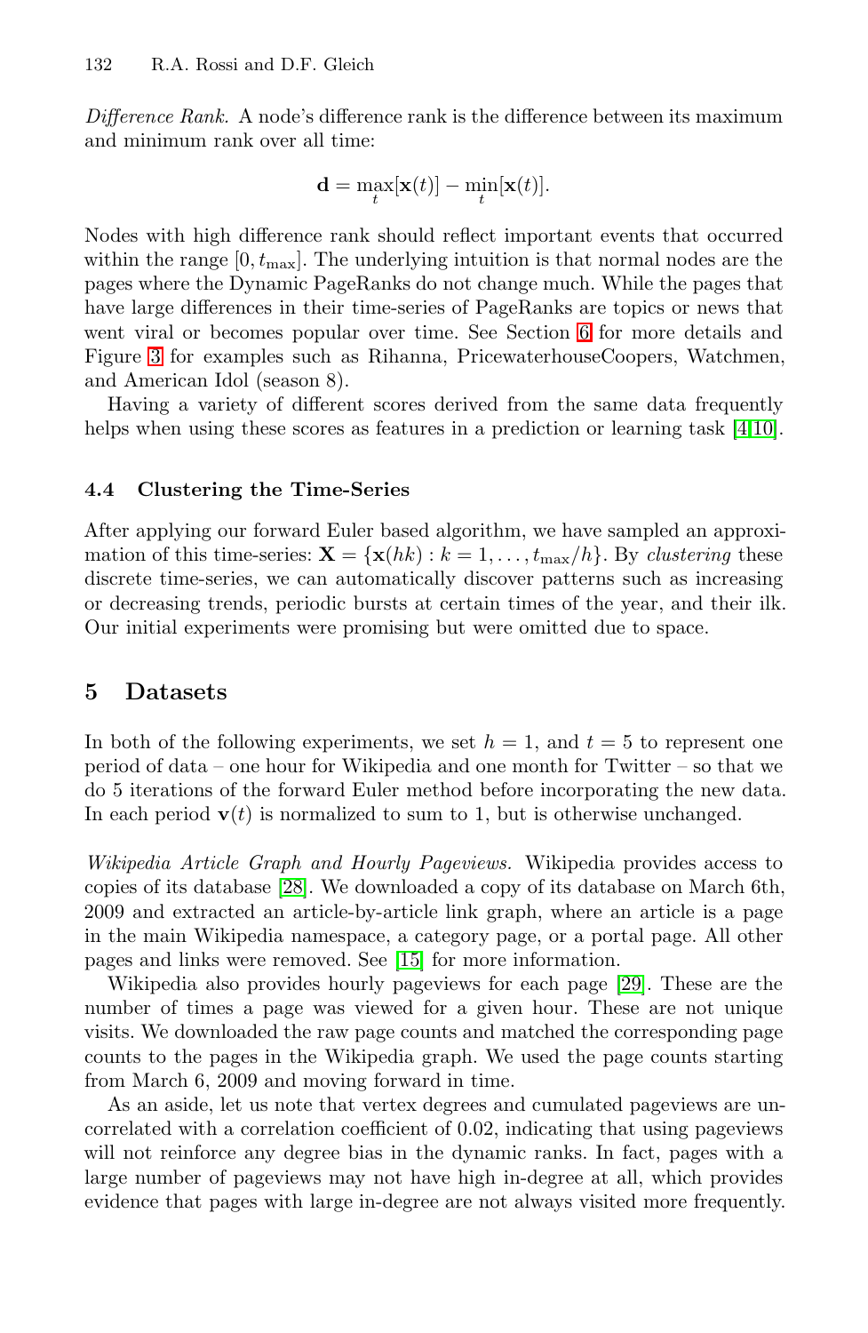*Difference Rank.* A node's difference rank is the difference between its maximum and minimum rank over all time:

$$\mathbf{d} = \max_t[\mathbf{x}(t)] - \min_t[\mathbf{x}(t)].$$

Nodes with high difference rank should reflect important events that occurred within the range $[0, t_{\max}]$. The underlying intuition is that normal nodes are the pages where the Dynamic PageRanks do not change much. While the pages that have large differences in their time-series of PageRanks are topics or news that went viral or becomes popular over time. See Section 6 for more details and Figure 3 for examples such as Rihanna, PricewaterhouseCoopers, Watchmen, and American Idol (season 8).

Having a variety of different scores derived from the same data frequently helps when using these scores as features in a prediction or learning task [4,10].

### 4.4 Clustering the Time-Series

After applying our forward Euler based algorithm, we have sampled an approximation of this time-series: $\mathbf{X} = \{\mathbf{x}(hk) : k = 1, \ldots, t_{\max}/h\}$. By *clustering* these discrete time-series, we can automatically discover patterns such as increasing or decreasing trends, periodic bursts at certain times of the year, and their ilk. Our initial experiments were promising but were omitted due to space.

## 5 Datasets

In both of the following experiments, we set $h = 1$, and $t = 5$ to represent one period of data – one hour for Wikipedia and one month for Twitter – so that we do 5 iterations of the forward Euler method before incorporating the new data. In each period $\mathbf{v}(t)$ is normalized to sum to 1, but is otherwise unchanged.

*Wikipedia Article Graph and Hourly Pageviews.* Wikipedia provides access to copies of its database [28]. We downloaded a copy of its database on March 6th, 2009 and extracted an article-by-article link graph, where an article is a page in the main Wikipedia namespace, a category page, or a portal page. All other pages and links were removed. See [15] for more information.

Wikipedia also provides hourly pageviews for each page [29]. These are the number of times a page was viewed for a given hour. These are not unique visits. We downloaded the raw page counts and matched the corresponding page counts to the pages in the Wikipedia graph. We used the page counts starting from March 6, 2009 and moving forward in time.

As an aside, let us note that vertex degrees and cumulated pageviews are uncorrelated with a correlation coefficient of 0.02, indicating that using pageviews will not reinforce any degree bias in the dynamic ranks. In fact, pages with a large number of pageviews may not have high in-degree at all, which provides evidence that pages with large in-degree are not always visited more frequently.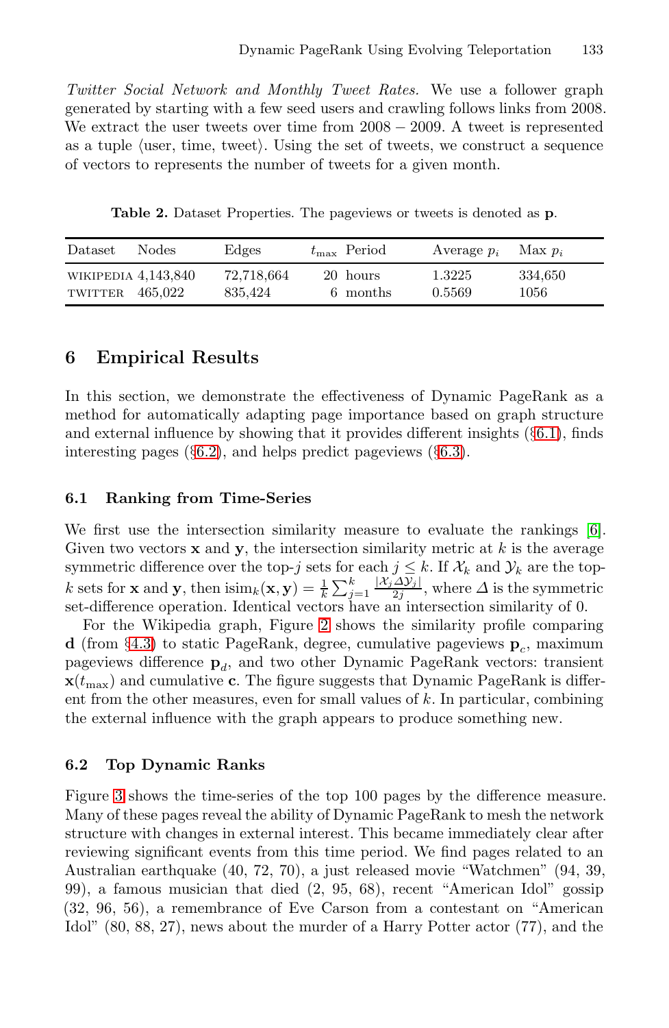*Twitter Social Network and Monthly Tweet Rates.* We use a follower graph generated by starting with a few seed users and crawling follows links from 2008. We extract the user tweets over time from 2008 − 2009. A tweet is represented as a tuple ⟨user, time, tweet⟩. Using the set of tweets, we construct a sequence of vectors to represents the number of tweets for a given month.

**Table 2.** Dataset Properties. The pageviews or tweets is denoted as **p**.

| Dataset | Nodes | Edges | $t_{\max}$ | Period | Average $p_i$ | Max $p_i$ |
|---|---|---|---|---|---|---|
| WIKIPEDIA | 4,143,840 | 72,718,664 | 20 | hours | 1.3225 | 334,650 |
| TWITTER | 465,022 | 835,424 | 6 | months | 0.5569 | 1056 |

## 6 Empirical Results

In this section, we demonstrate the effectiveness of Dynamic PageRank as a method for automatically adapting page importance based on graph structure and external influence by showing that it provides different insights (§6.1), finds interesting pages (§6.2), and helps predict pageviews (§6.3).

### 6.1 Ranking from Time-Series

We first use the intersection similarity measure to evaluate the rankings [6]. Given two vectors $\mathbf{x}$ and $\mathbf{y}$, the intersection similarity metric at $k$ is the average symmetric difference over the top-$j$ sets for each $j \leq k$. If $\mathcal{X}_k$ and $\mathcal{Y}_k$ are the top-$k$ sets for $\mathbf{x}$ and $\mathbf{y}$, then $\text{isim}_k(\mathbf{x}, \mathbf{y}) = \frac{1}{k} \sum_{j=1}^{k} \frac{|\mathcal{X}_j \Delta \mathcal{Y}_j|}{2j}$, where $\Delta$ is the symmetric set-difference operation. Identical vectors have an intersection similarity of 0.

For the Wikipedia graph, Figure 2 shows the similarity profile comparing $\mathbf{d}$ (from §4.3) to static PageRank, degree, cumulative pageviews $\mathbf{p}_c$, maximum pageviews difference $\mathbf{p}_d$, and two other Dynamic PageRank vectors: transient $\mathbf{x}(t_{\max})$ and cumulative $\mathbf{c}$. The figure suggests that Dynamic PageRank is different from the other measures, even for small values of $k$. In particular, combining the external influence with the graph appears to produce something new.

### 6.2 Top Dynamic Ranks

Figure 3 shows the time-series of the top 100 pages by the difference measure. Many of these pages reveal the ability of Dynamic PageRank to mesh the network structure with changes in external interest. This became immediately clear after reviewing significant events from this time period. We find pages related to an Australian earthquake (40, 72, 70), a just released movie "Watchmen" (94, 39, 99), a famous musician that died (2, 95, 68), recent "American Idol" gossip (32, 96, 56), a remembrance of Eve Carson from a contestant on "American Idol" (80, 88, 27), news about the murder of a Harry Potter actor (77), and the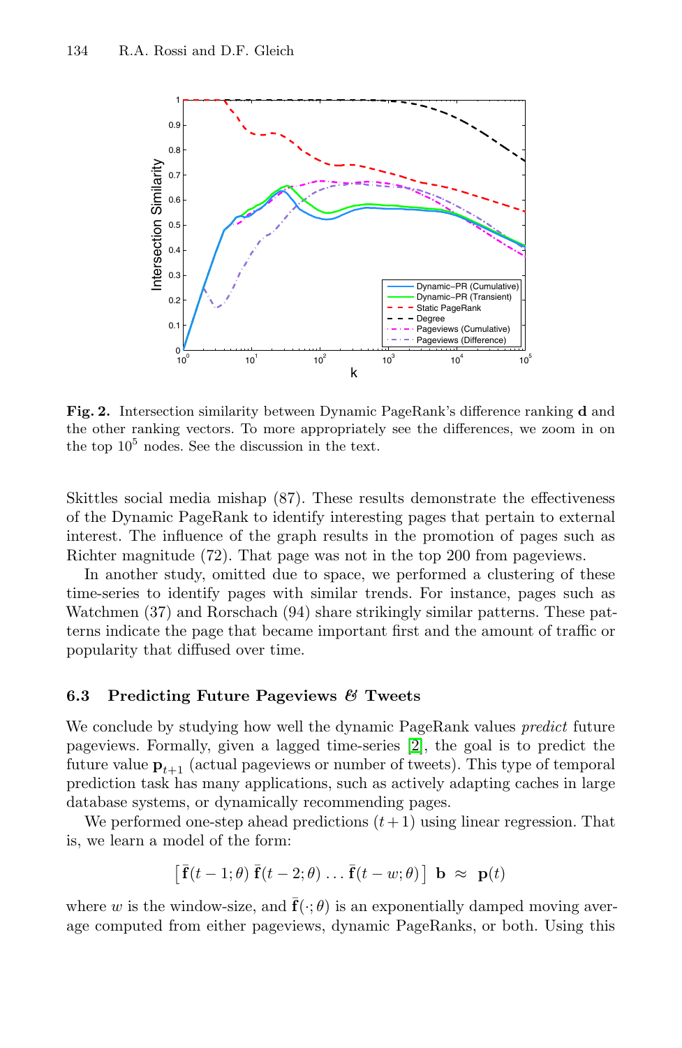**Fig. 2.** Intersection similarity between Dynamic PageRank's difference ranking **d** and the other ranking vectors. To more appropriately see the differences, we zoom in on the top $10^5$ nodes. See the discussion in the text.

Skittles social media mishap (87). These results demonstrate the effectiveness of the Dynamic PageRank to identify interesting pages that pertain to external interest. The influence of the graph results in the promotion of pages such as Richter magnitude (72). That page was not in the top 200 from pageviews.

In another study, omitted due to space, we performed a clustering of these time-series to identify pages with similar trends. For instance, pages such as Watchmen (37) and Rorschach (94) share strikingly similar patterns. These patterns indicate the page that became important first and the amount of traffic or popularity that diffused over time.

### 6.3 Predicting Future Pageviews & Tweets

We conclude by studying how well the dynamic PageRank values *predict* future pageviews. Formally, given a lagged time-series [2], the goal is to predict the future value $\mathbf{p}_{t+1}$ (actual pageviews or number of tweets). This type of temporal prediction task has many applications, such as actively adapting caches in large database systems, or dynamically recommending pages.

We performed one-step ahead predictions $(t+1)$ using linear regression. That is, we learn a model of the form:

$$\left[\bar{\mathbf{f}}(t-1;\theta)\;\bar{\mathbf{f}}(t-2;\theta)\ldots\bar{\mathbf{f}}(t-w;\theta)\right]\;\mathbf{b}\;\approx\;\mathbf{p}(t)$$

where $w$ is the window-size, and $\bar{\mathbf{f}}(\cdot;\theta)$ is an exponentially damped moving average computed from either pageviews, dynamic PageRanks, or both. Using this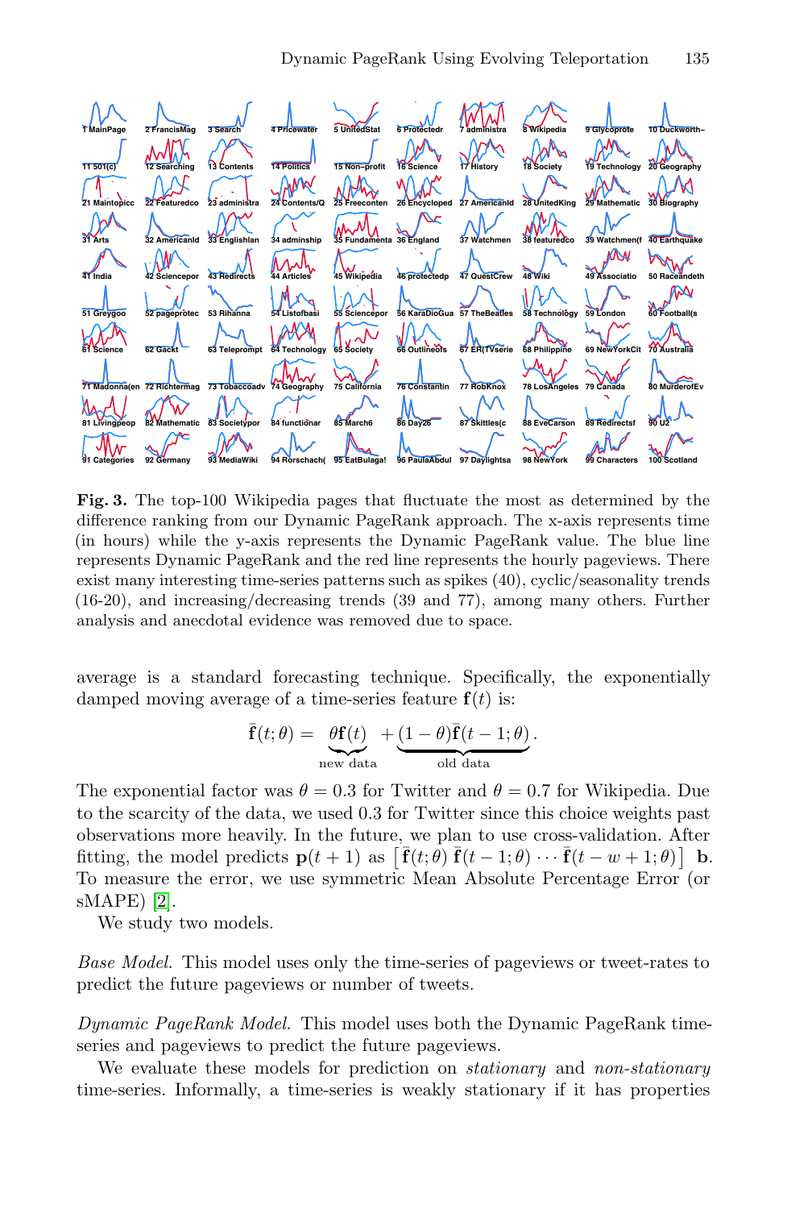**Fig. 3.** The top-100 Wikipedia pages that fluctuate the most as determined by the difference ranking from our Dynamic PageRank approach. The x-axis represents time (in hours) while the y-axis represents the Dynamic PageRank value. The blue line represents Dynamic PageRank and the red line represents the hourly pageviews. There exist many interesting time-series patterns such as spikes (40), cyclic/seasonality trends (16-20), and increasing/decreasing trends (39 and 77), among many others. Further analysis and anecdotal evidence was removed due to space.

average is a standard forecasting technique. Specifically, the exponentially damped moving average of a time-series feature $\mathbf{f}(t)$ is:

$$\bar{\mathbf{f}}(t;\theta) = \underbrace{\theta\mathbf{f}(t)}_{\text{new data}} + \underbrace{(1-\theta)\bar{\mathbf{f}}(t-1;\theta)}_{\text{old data}}.$$

The exponential factor was $\theta = 0.3$ for Twitter and $\theta = 0.7$ for Wikipedia. Due to the scarcity of the data, we used 0.3 for Twitter since this choice weights past observations more heavily. In the future, we plan to use cross-validation. After fitting, the model predicts $\mathbf{p}(t+1)$ as $\left[\bar{\mathbf{f}}(t;\theta)\;\bar{\mathbf{f}}(t-1;\theta)\cdots\bar{\mathbf{f}}(t-w+1;\theta)\right]\;\mathbf{b}$. To measure the error, we use symmetric Mean Absolute Percentage Error (or sMAPE) [2].

We study two models.

*Base Model.* This model uses only the time-series of pageviews or tweet-rates to predict the future pageviews or number of tweets.

*Dynamic PageRank Model.* This model uses both the Dynamic PageRank time-series and pageviews to predict the future pageviews.

We evaluate these models for prediction on *stationary* and *non-stationary* time-series. Informally, a time-series is weakly stationary if it has properties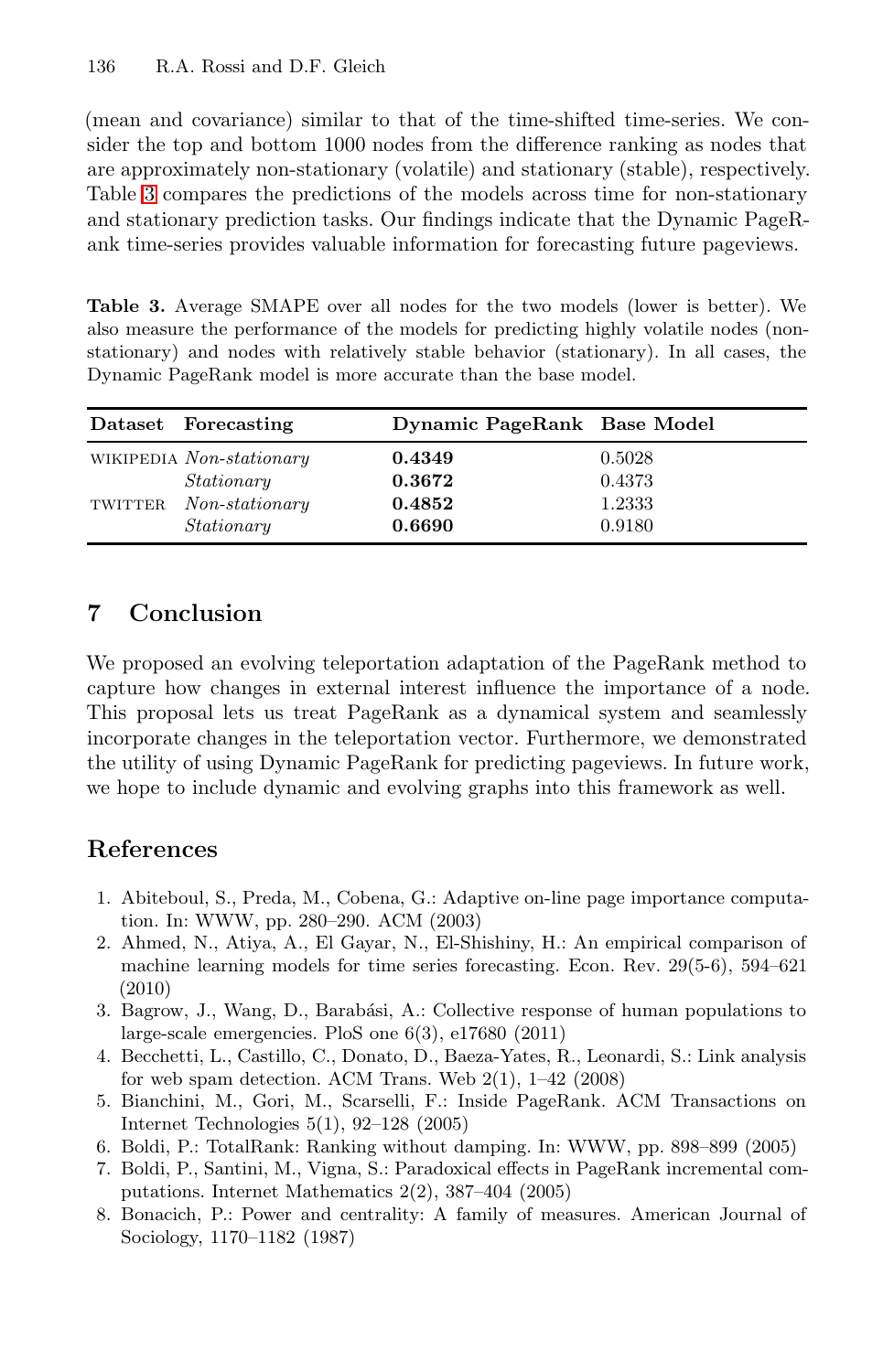(mean and covariance) similar to that of the time-shifted time-series. We consider the top and bottom 1000 nodes from the difference ranking as nodes that are approximately non-stationary (volatile) and stationary (stable), respectively. Table 3 compares the predictions of the models across time for non-stationary and stationary prediction tasks. Our findings indicate that the Dynamic PageRank time-series provides valuable information for forecasting future pageviews.

**Table 3.** Average SMAPE over all nodes for the two models (lower is better). We also measure the performance of the models for predicting highly volatile nodes (non-stationary) and nodes with relatively stable behavior (stationary). In all cases, the Dynamic PageRank model is more accurate than the base model.

| Dataset | Forecasting | Dynamic PageRank | Base Model |
|---|---|---|---|
| WIKIPEDIA | *Non-stationary* | **0.4349** | 0.5028 |
| | *Stationary* | **0.3672** | 0.4373 |
| TWITTER | *Non-stationary* | **0.4852** | 1.2333 |
| | *Stationary* | **0.6690** | 0.9180 |

## 7 Conclusion

We proposed an evolving teleportation adaptation of the PageRank method to capture how changes in external interest influence the importance of a node. This proposal lets us treat PageRank as a dynamical system and seamlessly incorporate changes in the teleportation vector. Furthermore, we demonstrated the utility of using Dynamic PageRank for predicting pageviews. In future work, we hope to include dynamic and evolving graphs into this framework as well.

## References

1. Abiteboul, S., Preda, M., Cobena, G.: Adaptive on-line page importance computation. In: WWW, pp. 280–290. ACM (2003)
2. Ahmed, N., Atiya, A., El Gayar, N., El-Shishiny, H.: An empirical comparison of machine learning models for time series forecasting. Econ. Rev. 29(5-6), 594–621 (2010)
3. Bagrow, J., Wang, D., Barabási, A.: Collective response of human populations to large-scale emergencies. PloS one 6(3), e17680 (2011)
4. Becchetti, L., Castillo, C., Donato, D., Baeza-Yates, R., Leonardi, S.: Link analysis for web spam detection. ACM Trans. Web 2(1), 1–42 (2008)
5. Bianchini, M., Gori, M., Scarselli, F.: Inside PageRank. ACM Transactions on Internet Technologies 5(1), 92–128 (2005)
6. Boldi, P.: TotalRank: Ranking without damping. In: WWW, pp. 898–899 (2005)
7. Boldi, P., Santini, M., Vigna, S.: Paradoxical effects in PageRank incremental computations. Internet Mathematics 2(2), 387–404 (2005)
8. Bonacich, P.: Power and centrality: A family of measures. American Journal of Sociology, 1170–1182 (1987)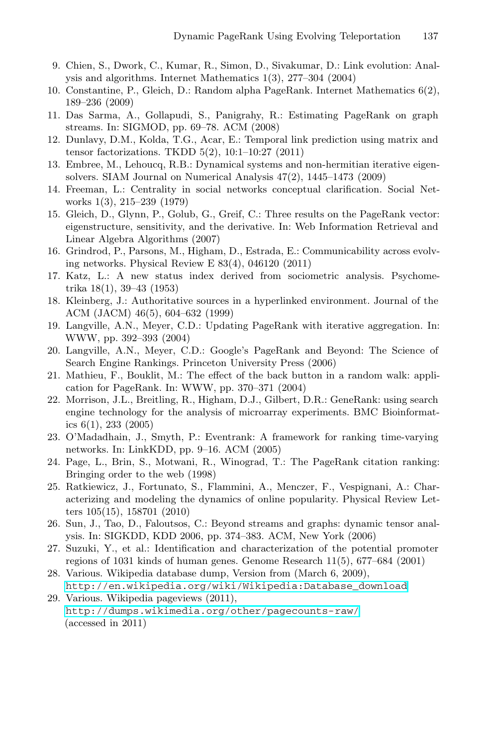9. Chien, S., Dwork, C., Kumar, R., Simon, D., Sivakumar, D.: Link evolution: Analysis and algorithms. Internet Mathematics 1(3), 277–304 (2004)
10. Constantine, P., Gleich, D.: Random alpha PageRank. Internet Mathematics 6(2), 189–236 (2009)
11. Das Sarma, A., Gollapudi, S., Panigrahy, R.: Estimating PageRank on graph streams. In: SIGMOD, pp. 69–78. ACM (2008)
12. Dunlavy, D.M., Kolda, T.G., Acar, E.: Temporal link prediction using matrix and tensor factorizations. TKDD 5(2), 10:1–10:27 (2011)
13. Embree, M., Lehoucq, R.B.: Dynamical systems and non-hermitian iterative eigensolvers. SIAM Journal on Numerical Analysis 47(2), 1445–1473 (2009)
14. Freeman, L.: Centrality in social networks conceptual clarification. Social Networks 1(3), 215–239 (1979)
15. Gleich, D., Glynn, P., Golub, G., Greif, C.: Three results on the PageRank vector: eigenstructure, sensitivity, and the derivative. In: Web Information Retrieval and Linear Algebra Algorithms (2007)
16. Grindrod, P., Parsons, M., Higham, D., Estrada, E.: Communicability across evolving networks. Physical Review E 83(4), 046120 (2011)
17. Katz, L.: A new status index derived from sociometric analysis. Psychometrika 18(1), 39–43 (1953)
18. Kleinberg, J.: Authoritative sources in a hyperlinked environment. Journal of the ACM (JACM) 46(5), 604–632 (1999)
19. Langville, A.N., Meyer, C.D.: Updating PageRank with iterative aggregation. In: WWW, pp. 392–393 (2004)
20. Langville, A.N., Meyer, C.D.: Google's PageRank and Beyond: The Science of Search Engine Rankings. Princeton University Press (2006)
21. Mathieu, F., Bouklit, M.: The effect of the back button in a random walk: application for PageRank. In: WWW, pp. 370–371 (2004)
22. Morrison, J.L., Breitling, R., Higham, D.J., Gilbert, D.R.: GeneRank: using search engine technology for the analysis of microarray experiments. BMC Bioinformatics 6(1), 233 (2005)
23. O'Madadhain, J., Smyth, P.: Eventrank: A framework for ranking time-varying networks. In: LinkKDD, pp. 9–16. ACM (2005)
24. Page, L., Brin, S., Motwani, R., Winograd, T.: The PageRank citation ranking: Bringing order to the web (1998)
25. Ratkiewicz, J., Fortunato, S., Flammini, A., Menczer, F., Vespignani, A.: Characterizing and modeling the dynamics of online popularity. Physical Review Letters 105(15), 158701 (2010)
26. Sun, J., Tao, D., Faloutsos, C.: Beyond streams and graphs: dynamic tensor analysis. In: SIGKDD, KDD 2006, pp. 374–383. ACM, New York (2006)
27. Suzuki, Y., et al.: Identification and characterization of the potential promoter regions of 1031 kinds of human genes. Genome Research 11(5), 677–684 (2001)
28. Various. Wikipedia database dump, Version from (March 6, 2009), http://en.wikipedia.org/wiki/Wikipedia:Database_download
29. Various. Wikipedia pageviews (2011), http://dumps.wikimedia.org/other/pagecounts-raw/ (accessed in 2011)